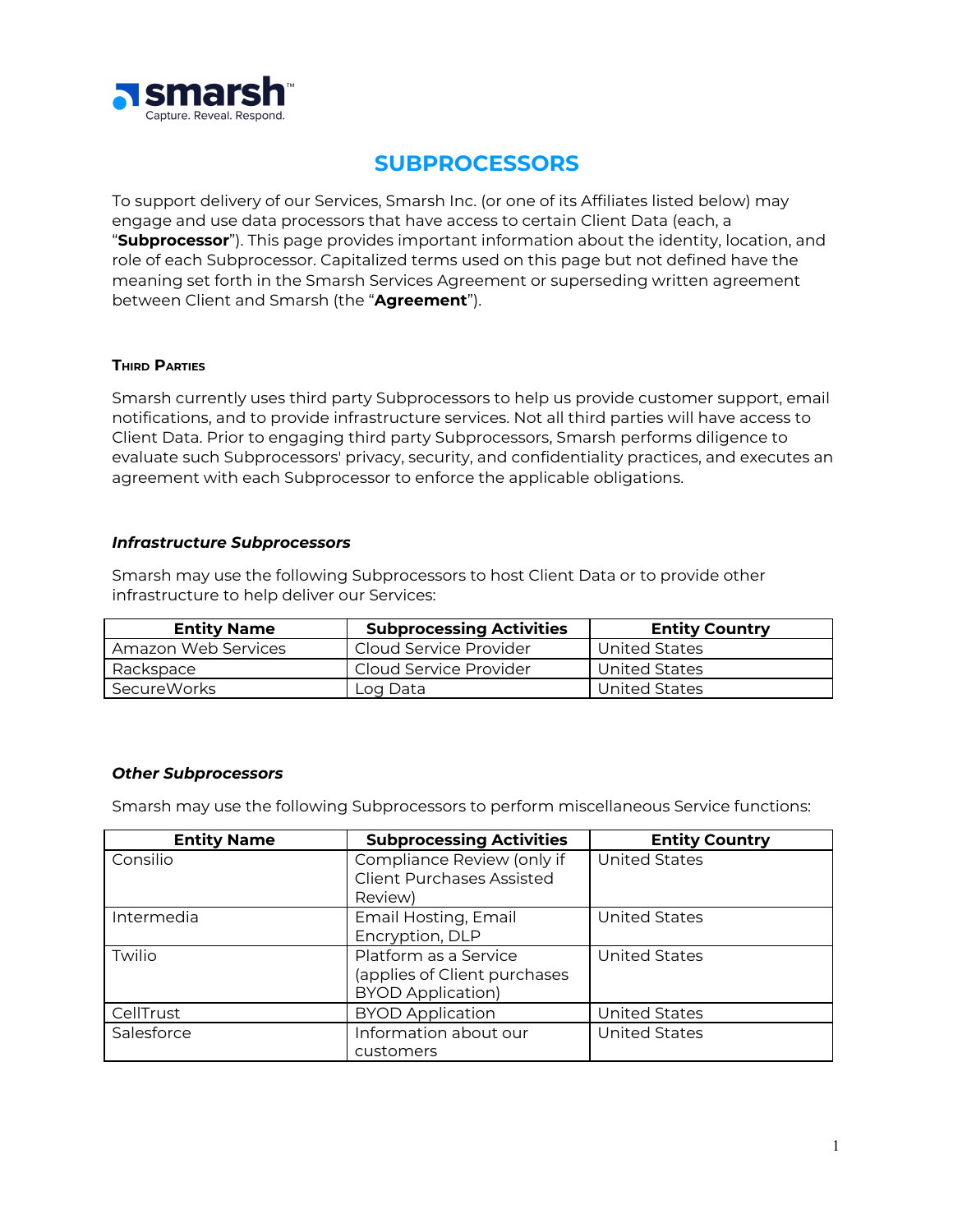# SUBPROCESSORS

To support delivery of our Services, Smarsh Inc. (or one of its Affiliates listed below) may engage and use data processors that have access to certain Client Data (each, a "**Subprocessor**"). This page provides important information about the identity, location, and role of each Subprocessor. Capitalized terms used on this page but not defined have the meaning set forth in the Smarsh Services Agreement or superseding written agreement between Client and Smarsh (the "**Agreement**").

## Third Parties

Smarsh currently uses third party Subprocessors to help us provide customer support, email notifications, and to provide infrastructure services. Not all third parties will have access to Client Data. Prior to engaging third party Subprocessors, Smarsh performs diligence to evaluate such Subprocessors' privacy, security, and confidentiality practices, and executes an agreement with each Subprocessor to enforce the applicable obligations.

### *Infrastructure Subprocessors*

Smarsh may use the following Subprocessors to host Client Data or to provide other infrastructure to help deliver our Services:

| Entity Name | Subprocessing Activities | Entity Country |
|---|---|---|
| Amazon Web Services | Cloud Service Provider | United States |
| Rackspace | Cloud Service Provider | United States |
| SecureWorks | Log Data | United States |

### *Other Subprocessors*

Smarsh may use the following Subprocessors to perform miscellaneous Service functions:

| Entity Name | Subprocessing Activities | Entity Country |
|---|---|---|
| Consilio | Compliance Review (only if Client Purchases Assisted Review) | United States |
| Intermedia | Email Hosting, Email Encryption, DLP | United States |
| Twilio | Platform as a Service (applies of Client purchases BYOD Application) | United States |
| CellTrust | BYOD Application | United States |
| Salesforce | Information about our customers | United States |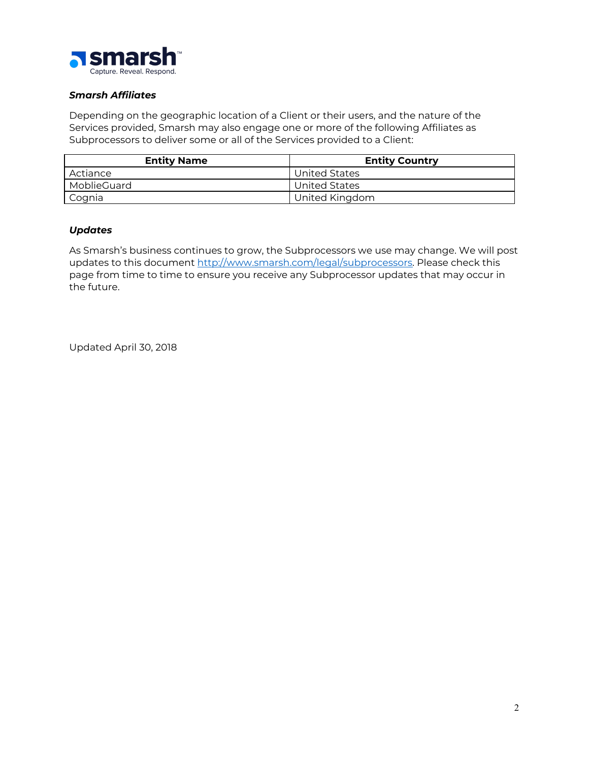***Smarsh Affiliates***

Depending on the geographic location of a Client or their users, and the nature of the Services provided, Smarsh may also engage one or more of the following Affiliates as Subprocessors to deliver some or all of the Services provided to a Client:

| Entity Name | Entity Country |
|---|---|
| Actiance | United States |
| MoblieGuard | United States |
| Cognia | United Kingdom |

***Updates***

As Smarsh's business continues to grow, the Subprocessors we use may change. We will post updates to this document http://www.smarsh.com/legal/subprocessors. Please check this page from time to time to ensure you receive any Subprocessor updates that may occur in the future.

Updated April 30, 2018